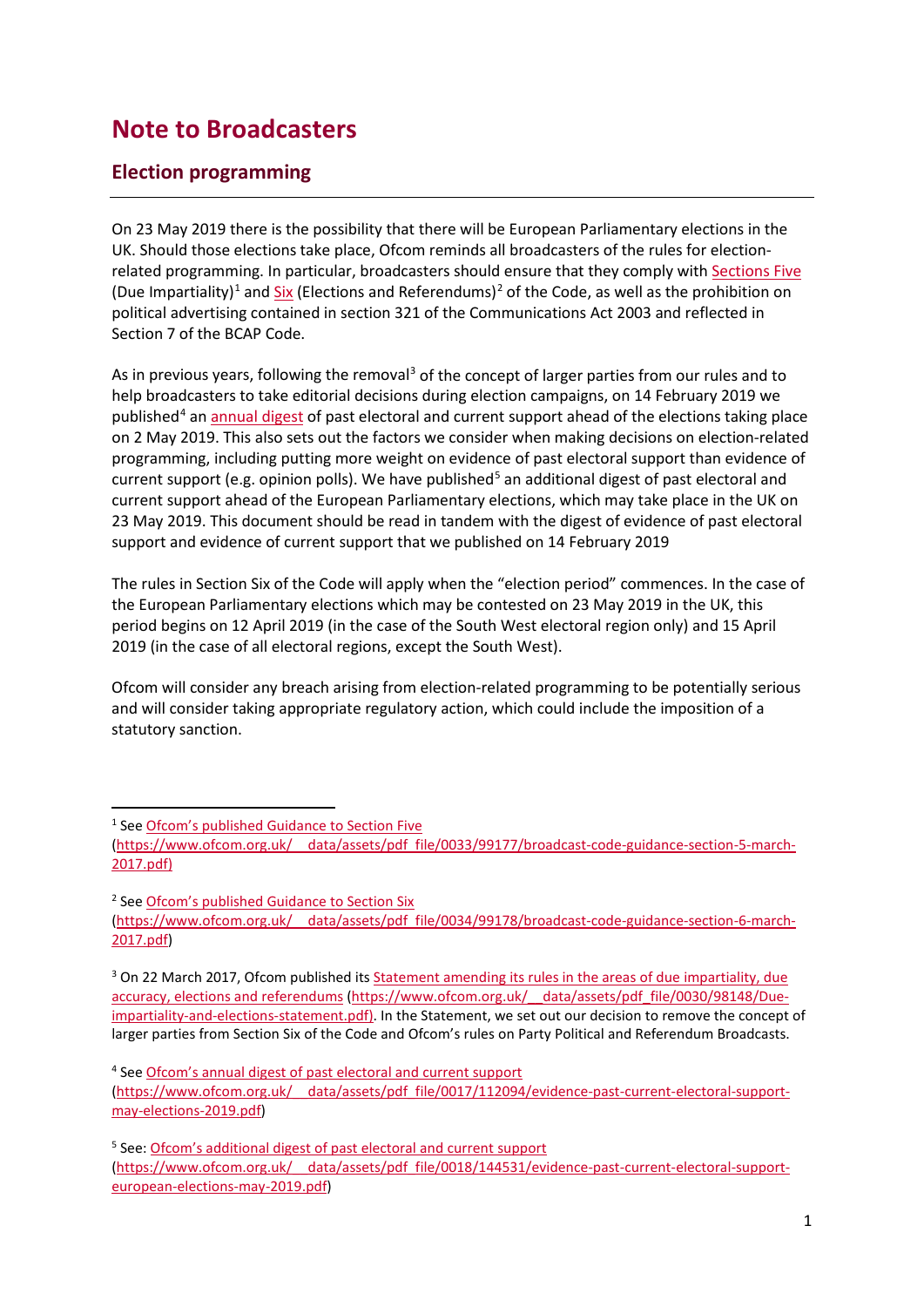# Note to Broadcasters

## Election programming

On 23 May 2019 there is the possibility that there will be European Parliamentary elections in the UK. Should those elections take place, Ofcom reminds all broadcasters of the rules for election-related programming. In particular, broadcasters should ensure that they comply with Sections Five (Due Impartiality)[1] and Six (Elections and Referendums)[2] of the Code, as well as the prohibition on political advertising contained in section 321 of the Communications Act 2003 and reflected in Section 7 of the BCAP Code.

As in previous years, following the removal[3] of the concept of larger parties from our rules and to help broadcasters to take editorial decisions during election campaigns, on 14 February 2019 we published[4] an annual digest of past electoral and current support ahead of the elections taking place on 2 May 2019. This also sets out the factors we consider when making decisions on election-related programming, including putting more weight on evidence of past electoral support than evidence of current support (e.g. opinion polls). We have published[5] an additional digest of past electoral and current support ahead of the European Parliamentary elections, which may take place in the UK on 23 May 2019. This document should be read in tandem with the digest of evidence of past electoral support and evidence of current support that we published on 14 February 2019

The rules in Section Six of the Code will apply when the "election period" commences. In the case of the European Parliamentary elections which may be contested on 23 May 2019 in the UK, this period begins on 12 April 2019 (in the case of the South West electoral region only) and 15 April 2019 (in the case of all electoral regions, except the South West).

Ofcom will consider any breach arising from election-related programming to be potentially serious and will consider taking appropriate regulatory action, which could include the imposition of a statutory sanction.

---

[1] See Ofcom's published Guidance to Section Five (https://www.ofcom.org.uk/__data/assets/pdf_file/0033/99177/broadcast-code-guidance-section-5-march-2017.pdf)

[2] See Ofcom's published Guidance to Section Six (https://www.ofcom.org.uk/__data/assets/pdf_file/0034/99178/broadcast-code-guidance-section-6-march-2017.pdf)

[3] On 22 March 2017, Ofcom published its Statement amending its rules in the areas of due impartiality, due accuracy, elections and referendums (https://www.ofcom.org.uk/__data/assets/pdf_file/0030/98148/Due-impartiality-and-elections-statement.pdf). In the Statement, we set out our decision to remove the concept of larger parties from Section Six of the Code and Ofcom's rules on Party Political and Referendum Broadcasts.

[4] See Ofcom's annual digest of past electoral and current support (https://www.ofcom.org.uk/__data/assets/pdf_file/0017/112094/evidence-past-current-electoral-support-may-elections-2019.pdf)

[5] See: Ofcom's additional digest of past electoral and current support (https://www.ofcom.org.uk/__data/assets/pdf_file/0018/144531/evidence-past-current-electoral-support-european-elections-may-2019.pdf)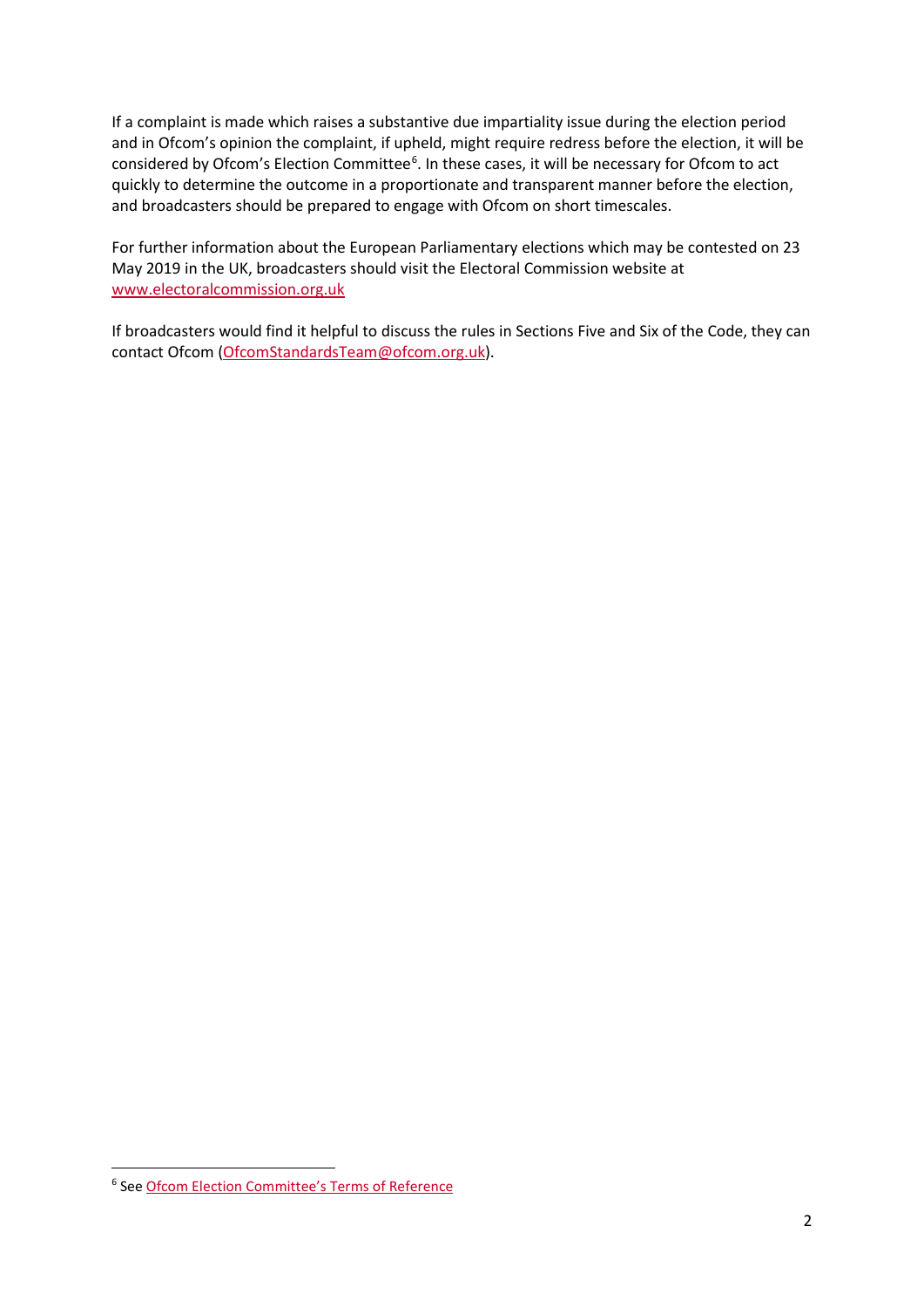If a complaint is made which raises a substantive due impartiality issue during the election period and in Ofcom's opinion the complaint, if upheld, might require redress before the election, it will be considered by Ofcom's Election Committee[6]. In these cases, it will be necessary for Ofcom to act quickly to determine the outcome in a proportionate and transparent manner before the election, and broadcasters should be prepared to engage with Ofcom on short timescales.

For further information about the European Parliamentary elections which may be contested on 23 May 2019 in the UK, broadcasters should visit the Electoral Commission website at www.electoralcommission.org.uk

If broadcasters would find it helpful to discuss the rules in Sections Five and Six of the Code, they can contact Ofcom (OfcomStandardsTeam@ofcom.org.uk).

[6] See Ofcom Election Committee's Terms of Reference